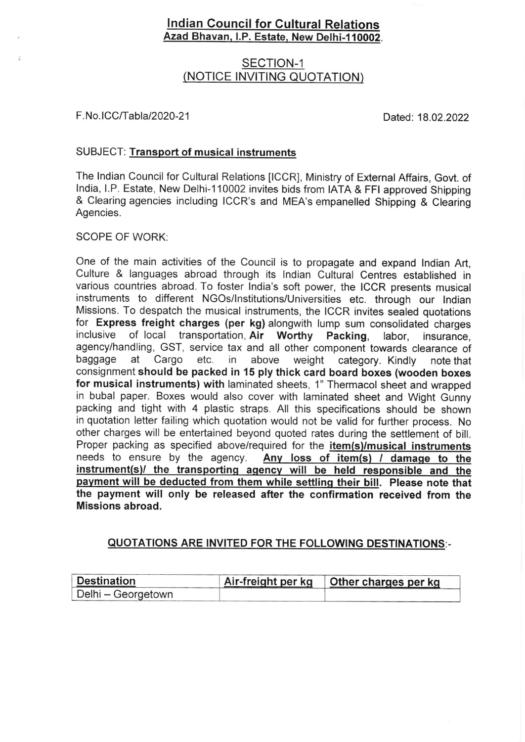## Indian Council for Cultural Relations
**Azad Bhavan, I.P. Estate, New Delhi-110002.**

### SECTION-1
### (NOTICE INVITING QUOTATION)

F.No.ICC/Tabla/2020-21 Dated: 18.02.2022

SUBJECT: **Transport of musical instruments**

The Indian Council for Cultural Relations [ICCR], Ministry of External Affairs, Govt. of India, I.P. Estate, New Delhi-110002 invites bids from IATA & FFI approved Shipping & Clearing agencies including ICCR's and MEA's empanelled Shipping & Clearing Agencies.

SCOPE OF WORK:

One of the main activities of the Council is to propagate and expand Indian Art, Culture & languages abroad through its Indian Cultural Centres established in various countries abroad. To foster India's soft power, the ICCR presents musical instruments to different NGOs/Institutions/Universities etc. through our Indian Missions. To despatch the musical instruments, the ICCR invites sealed quotations for **Express freight charges (per kg)** alongwith lump sum consolidated charges inclusive of local transportation, **Air Worthy Packing**, labor, insurance, agency/handling, GST, service tax and all other component towards clearance of baggage at Cargo etc. in above weight category. Kindly note that consignment **should be packed in 15 ply thick card board boxes (wooden boxes for musical instruments) with** laminated sheets, 1" Thermacol sheet and wrapped in bubal paper. Boxes would also cover with laminated sheet and Wight Gunny packing and tight with 4 plastic straps. All this specifications should be shown in quotation letter failing which quotation would not be valid for further process. No other charges will be entertained beyond quoted rates during the settlement of bill. Proper packing as specified above/required for the **item(s)/musical instruments** needs to ensure by the agency. **Any loss of item(s) / damage to the instrument(s)/ the transporting agency will be held responsible and the payment will be deducted from them while settling their bill. Please note that the payment will only be released after the confirmation received from the Missions abroad.**

**QUOTATIONS ARE INVITED FOR THE FOLLOWING DESTINATIONS:-**

| Destination | Air-freight per kg | Other charges per kg |
|---|---|---|
| Delhi – Georgetown | | |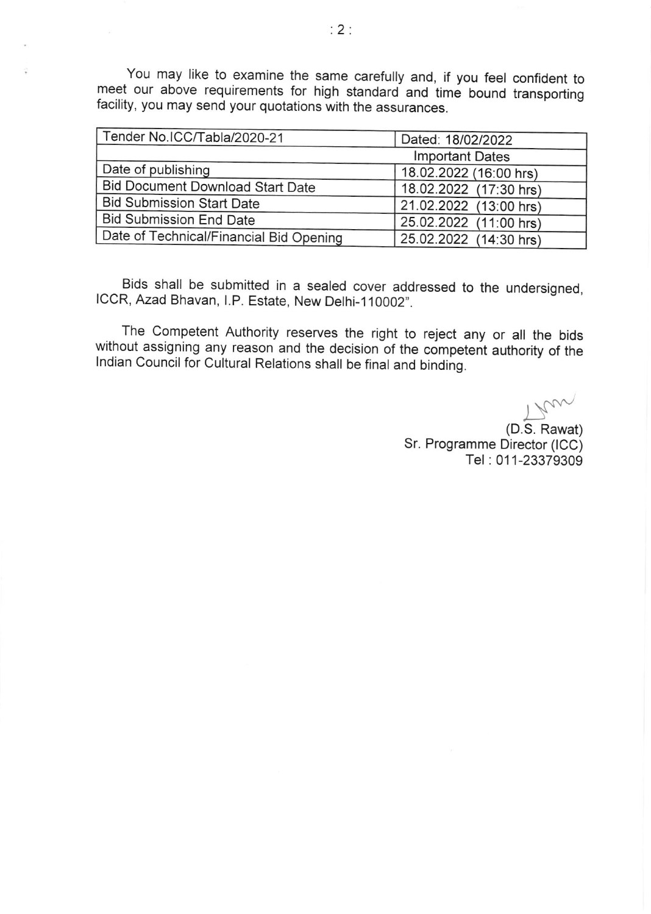You may like to examine the same carefully and, if you feel confident to meet our above requirements for high standard and time bound transporting facility, you may send your quotations with the assurances.

| Tender No.ICC/Tabla/2020-21 | Dated: 18/02/2022 |
|---|---|
| | Important Dates |
| Date of publishing | 18.02.2022 (16:00 hrs) |
| Bid Document Download Start Date | 18.02.2022 (17:30 hrs) |
| Bid Submission Start Date | 21.02.2022 (13:00 hrs) |
| Bid Submission End Date | 25.02.2022 (11:00 hrs) |
| Date of Technical/Financial Bid Opening | 25.02.2022 (14:30 hrs) |

Bids shall be submitted in a sealed cover addressed to the undersigned, ICCR, Azad Bhavan, I.P. Estate, New Delhi-110002".

The Competent Authority reserves the right to reject any or all the bids without assigning any reason and the decision of the competent authority of the Indian Council for Cultural Relations shall be final and binding.

(D.S. Rawat)
Sr. Programme Director (ICC)
Tel : 011-23379309